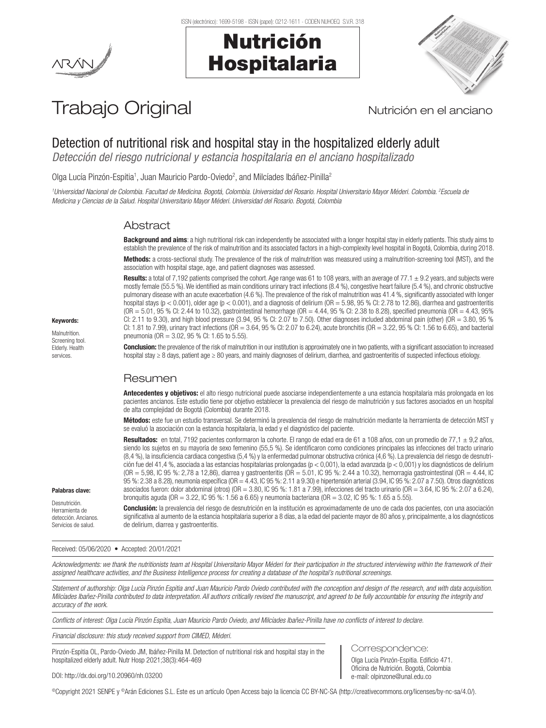Trabajo Original

Nutrición en el anciano

# Detection of nutritional risk and hospital stay in the hospitalized elderly adult

*Detección del riesgo nutricional y estancia hospitalaria en el anciano hospitalizado*

Olga Lucía Pinzón-Espitia[1], Juan Mauricio Pardo-Oviedo[2], and Milcíades Ibáñez-Pinilla[2]

*[1]Universidad Nacional de Colombia. Facultad de Medicina. Bogotá, Colombia. Universidad del Rosario. Hospital Universitario Mayor Méderi. Colombia. [2]Escuela de Medicina y Ciencias de la Salud. Hospital Universitario Mayor Méderi. Universidad del Rosario. Bogotá, Colombia*

## Abstract

**Background and aims**: a high nutritional risk can independently be associated with a longer hospital stay in elderly patients. This study aims to establish the prevalence of the risk of malnutrition and its associated factors in a high-complexity level hospital in Bogotá, Colombia, during 2018.

**Methods:** a cross-sectional study. The prevalence of the risk of malnutrition was measured using a malnutrition-screening tool (MST), and the association with hospital stage, age, and patient diagnoses was assessed.

**Results:** a total of 7,192 patients comprised the cohort. Age range was 61 to 108 years, with an average of 77.1 ± 9.2 years, and subjects were mostly female (55.5 %). We identified as main conditions urinary tract infections (8.4 %), congestive heart failure (5.4 %), and chronic obstructive pulmonary disease with an acute exacerbation (4.6 %). The prevalence of the risk of malnutrition was 41.4 %, significantly associated with longer hospital stays ($p < 0.001$), older age ($p < 0.001$), and a diagnosis of delirium (OR = 5.98, 95 % CI: 2.78 to 12.86), diarrhea and gastroenteritis (OR = 5.01, 95 % CI: 2.44 to 10.32), gastrointestinal hemorrhage (OR = 4.44, 95 % CI: 2.38 to 8.28), specified pneumonia (OR = 4.43, 95% CI: 2.11 to 9.30), and high blood pressure (3.94, 95 % CI: 2.07 to 7.50). Other diagnoses included abdominal pain (other) (OR = 3.80, 95 % CI: 1.81 to 7.99), urinary tract infections (OR = 3.64, 95 % CI: 2.07 to 6.24), acute bronchitis (OR = 3.22, 95 % CI: 1.56 to 6.65), and bacterial pneumonia (OR = 3.02, 95 % CI: 1.65 to 5.55).

**Conclusion:** the prevalence of the risk of malnutrition in our institution is approximately one in two patients, with a significant association to increased hospital stay ≥ 8 days, patient age ≥ 80 years, and mainly diagnoses of delirium, diarrhea, and gastroenteritis of suspected infectious etiology.

**Keywords:**

Malnutrition. Screening tool. Elderly. Health services.

## Resumen

**Antecedentes y objetivos:** el alto riesgo nutricional puede asociarse independientemente a una estancia hospitalaria más prolongada en los pacientes ancianos. Este estudio tiene por objetivo establecer la prevalencia del riesgo de malnutrición y sus factores asociados en un hospital de alta complejidad de Bogotá (Colombia) durante 2018.

**Métodos:** este fue un estudio transversal. Se determinó la prevalencia del riesgo de malnutrición mediante la herramienta de detección MST y se evaluó la asociación con la estancia hospitalaria, la edad y el diagnóstico del paciente.

**Resultados:** en total, 7192 pacientes conformaron la cohorte. El rango de edad era de 61 a 108 años, con un promedio de 77,1 ± 9,2 años, siendo los sujetos en su mayoría de sexo femenino (55,5 %). Se identificaron como condiciones principales las infecciones del tracto urinario (8,4 %), la insuficiencia cardiaca congestiva (5,4 %) y la enfermedad pulmonar obstructiva crónica (4,6 %). La prevalencia del riesgo de desnutrición fue del 41,4 %, asociada a las estancias hospitalarias prolongadas ($p < 0,001$), la edad avanzada ($p < 0,001$) y los diagnósticos de delirium (OR = 5,98, IC 95 %: 2,78 a 12,86), diarrea y gastroenteritis (OR = 5.01, IC 95 %: 2.44 a 10.32), hemorragia gastrointestinal (OR = 4.44, IC 95 %: 2.38 a 8.28), neumonía específica (OR = 4.43, IC 95 %: 2.11 a 9.30) e hipertensión arterial (3.94, IC 95 %: 2.07 a 7.50). Otros diagnósticos asociados fueron: dolor abdominal (otros) (OR = 3.80, IC 95 %: 1.81 a 7.99), infecciones del tracto urinario (OR = 3.64, IC 95 %: 2.07 a 6.24), bronquitis aguda (OR = 3.22, IC 95 %: 1.56 a 6.65) y neumonía bacteriana (OR = 3.02, IC 95 %: 1.65 a 5.55).

**Conclusión:** la prevalencia del riesgo de desnutrición en la institución es aproximadamente de uno de cada dos pacientes, con una asociación significativa al aumento de la estancia hospitalaria superior a 8 días, a la edad del paciente mayor de 80 años y, principalmente, a los diagnósticos de delirium, diarrea y gastroenteritis.

**Palabras clave:**

Desnutrición. Herramienta de detección. Ancianos. Servicios de salud.

Received: 05/06/2020 • Accepted: 20/01/2021

*Acknowledgments: we thank the nutritionists team at Hospital Universitario Mayor Méderi for their participation in the structured interviewing within the framework of their assigned healthcare activities, and the Business Intelligence process for creating a database of the hospital's nutritional screenings.*

*Statement of authorship: Olga Lucía Pinzón Espitia and Juan Mauricio Pardo Oviedo contributed with the conception and design of the research, and with data acquisition. Milcíades Ibañez-Pinilla contributed to data interpretation. All authors critically revised the manuscript, and agreed to be fully accountable for ensuring the integrity and accuracy of the work.*

*Conflicts of interest: Olga Lucía Pinzón Espitia, Juan Mauricio Pardo Oviedo, and Milcíades Ibañez-Pinilla have no conflicts of interest to declare.*

*Financial disclosure: this study received support from CIMED, Méderi.*

Pinzón-Espitia OL, Pardo-Oviedo JM, Ibáñez-Pinilla M. Detection of nutritional risk and hospital stay in the hospitalized elderly adult. Nutr Hosp 2021;38(3):464-469

DOI: http://dx.doi.org/10.20960/nh.03200

Correspondence:

Olga Lucía Pinzón-Espitia. Edificio 471. Oficina de Nutrición. Bogotá, Colombia
e-mail: olpinzone@unal.edu.co

©Copyright 2021 SENPE y ©Arán Ediciones S.L. Este es un artículo Open Access bajo la licencia CC BY-NC-SA (http://creativecommons.org/licenses/by-nc-sa/4.0/).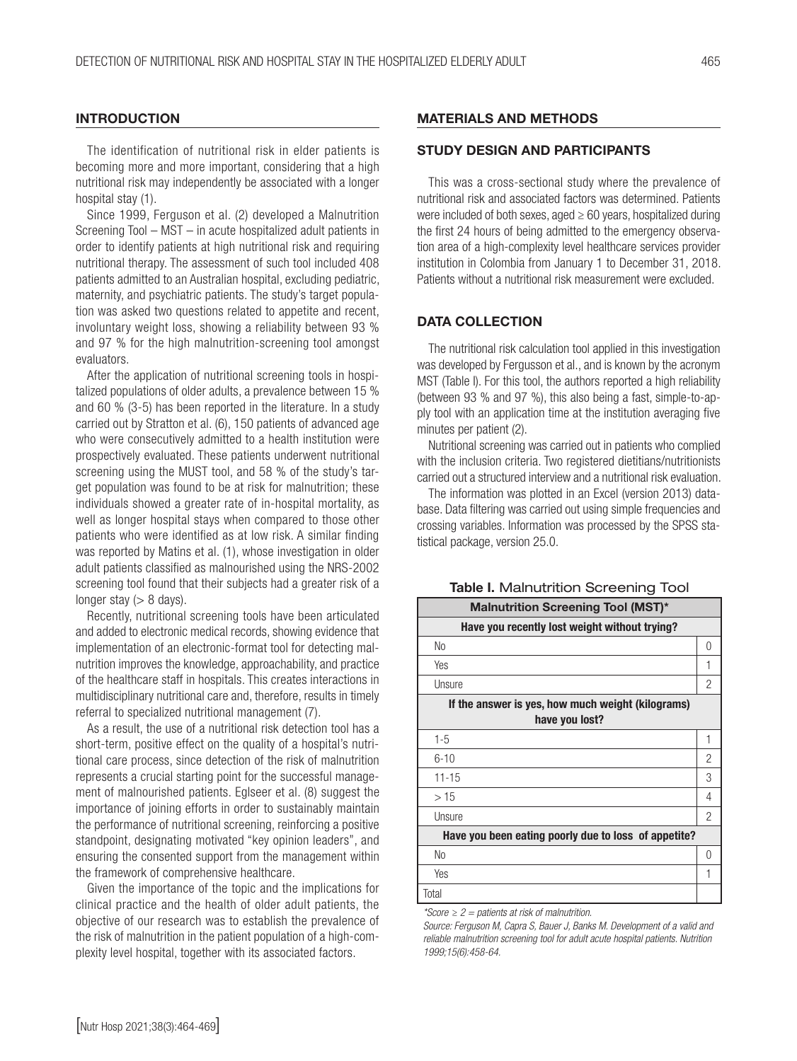## INTRODUCTION

The identification of nutritional risk in elder patients is becoming more and more important, considering that a high nutritional risk may independently be associated with a longer hospital stay (1).

Since 1999, Ferguson et al. (2) developed a Malnutrition Screening Tool – MST – in acute hospitalized adult patients in order to identify patients at high nutritional risk and requiring nutritional therapy. The assessment of such tool included 408 patients admitted to an Australian hospital, excluding pediatric, maternity, and psychiatric patients. The study's target population was asked two questions related to appetite and recent, involuntary weight loss, showing a reliability between 93 % and 97 % for the high malnutrition-screening tool amongst evaluators.

After the application of nutritional screening tools in hospitalized populations of older adults, a prevalence between 15 % and 60 % (3-5) has been reported in the literature. In a study carried out by Stratton et al. (6), 150 patients of advanced age who were consecutively admitted to a health institution were prospectively evaluated. These patients underwent nutritional screening using the MUST tool, and 58 % of the study's target population was found to be at risk for malnutrition; these individuals showed a greater rate of in-hospital mortality, as well as longer hospital stays when compared to those other patients who were identified as at low risk. A similar finding was reported by Matins et al. (1), whose investigation in older adult patients classified as malnourished using the NRS-2002 screening tool found that their subjects had a greater risk of a longer stay (> 8 days).

Recently, nutritional screening tools have been articulated and added to electronic medical records, showing evidence that implementation of an electronic-format tool for detecting malnutrition improves the knowledge, approachability, and practice of the healthcare staff in hospitals. This creates interactions in multidisciplinary nutritional care and, therefore, results in timely referral to specialized nutritional management (7).

As a result, the use of a nutritional risk detection tool has a short-term, positive effect on the quality of a hospital's nutritional care process, since detection of the risk of malnutrition represents a crucial starting point for the successful management of malnourished patients. Eglseer et al. (8) suggest the importance of joining efforts in order to sustainably maintain the performance of nutritional screening, reinforcing a positive standpoint, designating motivated "key opinion leaders", and ensuring the consented support from the management within the framework of comprehensive healthcare.

Given the importance of the topic and the implications for clinical practice and the health of older adult patients, the objective of our research was to establish the prevalence of the risk of malnutrition in the patient population of a high-complexity level hospital, together with its associated factors.

## MATERIALS AND METHODS

### STUDY DESIGN AND PARTICIPANTS

This was a cross-sectional study where the prevalence of nutritional risk and associated factors was determined. Patients were included of both sexes, aged ≥ 60 years, hospitalized during the first 24 hours of being admitted to the emergency observation area of a high-complexity level healthcare services provider institution in Colombia from January 1 to December 31, 2018. Patients without a nutritional risk measurement were excluded.

### DATA COLLECTION

The nutritional risk calculation tool applied in this investigation was developed by Fergusson et al., and is known by the acronym MST (Table I). For this tool, the authors reported a high reliability (between 93 % and 97 %), this also being a fast, simple-to-apply tool with an application time at the institution averaging five minutes per patient (2).

Nutritional screening was carried out in patients who complied with the inclusion criteria. Two registered dietitians/nutritionists carried out a structured interview and a nutritional risk evaluation.

The information was plotted in an Excel (version 2013) database. Data filtering was carried out using simple frequencies and crossing variables. Information was processed by the SPSS statistical package, version 25.0.

**Table I.** Malnutrition Screening Tool

| **Malnutrition Screening Tool (MST)*** | |
|---|---|
| **Have you recently lost weight without trying?** | |
| No | 0 |
| Yes | 1 |
| Unsure | 2 |
| **If the answer is yes, how much weight (kilograms) have you lost?** | |
| 1-5 | 1 |
| 6-10 | 2 |
| 11-15 | 3 |
| > 15 | 4 |
| Unsure | 2 |
| **Have you been eating poorly due to loss of appetite?** | |
| No | 0 |
| Yes | 1 |
| Total | |

*\*Score ≥ 2 = patients at risk of malnutrition.*

*Source: Ferguson M, Capra S, Bauer J, Banks M. Development of a valid and reliable malnutrition screening tool for adult acute hospital patients. Nutrition 1999;15(6):458-64.*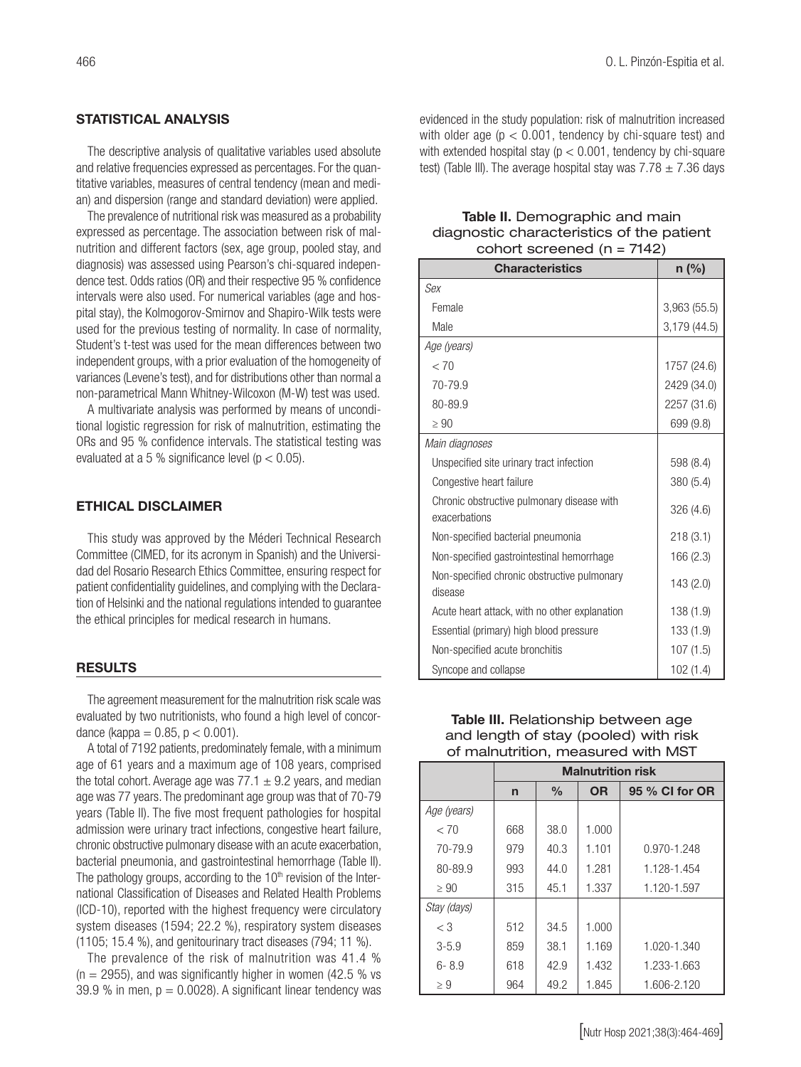## STATISTICAL ANALYSIS

The descriptive analysis of qualitative variables used absolute and relative frequencies expressed as percentages. For the quantitative variables, measures of central tendency (mean and median) and dispersion (range and standard deviation) were applied.

The prevalence of nutritional risk was measured as a probability expressed as percentage. The association between risk of malnutrition and different factors (sex, age group, pooled stay, and diagnosis) was assessed using Pearson's chi-squared independence test. Odds ratios (OR) and their respective 95 % confidence intervals were also used. For numerical variables (age and hospital stay), the Kolmogorov-Smirnov and Shapiro-Wilk tests were used for the previous testing of normality. In case of normality, Student's t-test was used for the mean differences between two independent groups, with a prior evaluation of the homogeneity of variances (Levene's test), and for distributions other than normal a non-parametrical Mann Whitney-Wilcoxon (M-W) test was used.

A multivariate analysis was performed by means of unconditional logistic regression for risk of malnutrition, estimating the ORs and 95 % confidence intervals. The statistical testing was evaluated at a 5 % significance level ($p < 0.05$).

## ETHICAL DISCLAIMER

This study was approved by the Méderi Technical Research Committee (CIMED, for its acronym in Spanish) and the Universidad del Rosario Research Ethics Committee, ensuring respect for patient confidentiality guidelines, and complying with the Declaration of Helsinki and the national regulations intended to guarantee the ethical principles for medical research in humans.

## RESULTS

The agreement measurement for the malnutrition risk scale was evaluated by two nutritionists, who found a high level of concordance (kappa = 0.85, $p < 0.001$).

A total of 7192 patients, predominately female, with a minimum age of 61 years and a maximum age of 108 years, comprised the total cohort. Average age was $77.1 \pm 9.2$ years, and median age was 77 years. The predominant age group was that of 70-79 years (Table II). The five most frequent pathologies for hospital admission were urinary tract infections, congestive heart failure, chronic obstructive pulmonary disease with an acute exacerbation, bacterial pneumonia, and gastrointestinal hemorrhage (Table II). The pathology groups, according to the 10th revision of the International Classification of Diseases and Related Health Problems (ICD-10), reported with the highest frequency were circulatory system diseases (1594; 22.2 %), respiratory system diseases (1105; 15.4 %), and genitourinary tract diseases (794; 11 %).

The prevalence of the risk of malnutrition was 41.4 % (n = 2955), and was significantly higher in women (42.5 % vs 39.9 % in men, $p = 0.0028$). A significant linear tendency was evidenced in the study population: risk of malnutrition increased with older age ($p < 0.001$, tendency by chi-square test) and with extended hospital stay ($p < 0.001$, tendency by chi-square test) (Table III). The average hospital stay was $7.78 \pm 7.36$ days

**Table II.** Demographic and main diagnostic characteristics of the patient cohort screened (n = 7142)

| Characteristics | n (%) |
|---|---|
| *Sex* | |
| Female | 3,963 (55.5) |
| Male | 3,179 (44.5) |
| *Age (years)* | |
| < 70 | 1757 (24.6) |
| 70-79.9 | 2429 (34.0) |
| 80-89.9 | 2257 (31.6) |
| ≥ 90 | 699 (9.8) |
| *Main diagnoses* | |
| Unspecified site urinary tract infection | 598 (8.4) |
| Congestive heart failure | 380 (5.4) |
| Chronic obstructive pulmonary disease with exacerbations | 326 (4.6) |
| Non-specified bacterial pneumonia | 218 (3.1) |
| Non-specified gastrointestinal hemorrhage | 166 (2.3) |
| Non-specified chronic obstructive pulmonary disease | 143 (2.0) |
| Acute heart attack, with no other explanation | 138 (1.9) |
| Essential (primary) high blood pressure | 133 (1.9) |
| Non-specified acute bronchitis | 107 (1.5) |
| Syncope and collapse | 102 (1.4) |

**Table III.** Relationship between age and length of stay (pooled) with risk of malnutrition, measured with MST

| | Malnutrition risk | | | |
|---|---|---|---|---|
| | n | % | OR | 95 % CI for OR |
| *Age (years)* | | | | |
| < 70 | 668 | 38.0 | 1.000 | |
| 70-79.9 | 979 | 40.3 | 1.101 | 0.970-1.248 |
| 80-89.9 | 993 | 44.0 | 1.281 | 1.128-1.454 |
| ≥ 90 | 315 | 45.1 | 1.337 | 1.120-1.597 |
| *Stay (days)* | | | | |
| < 3 | 512 | 34.5 | 1.000 | |
| 3-5.9 | 859 | 38.1 | 1.169 | 1.020-1.340 |
| 6- 8.9 | 618 | 42.9 | 1.432 | 1.233-1.663 |
| ≥ 9 | 964 | 49.2 | 1.845 | 1.606-2.120 |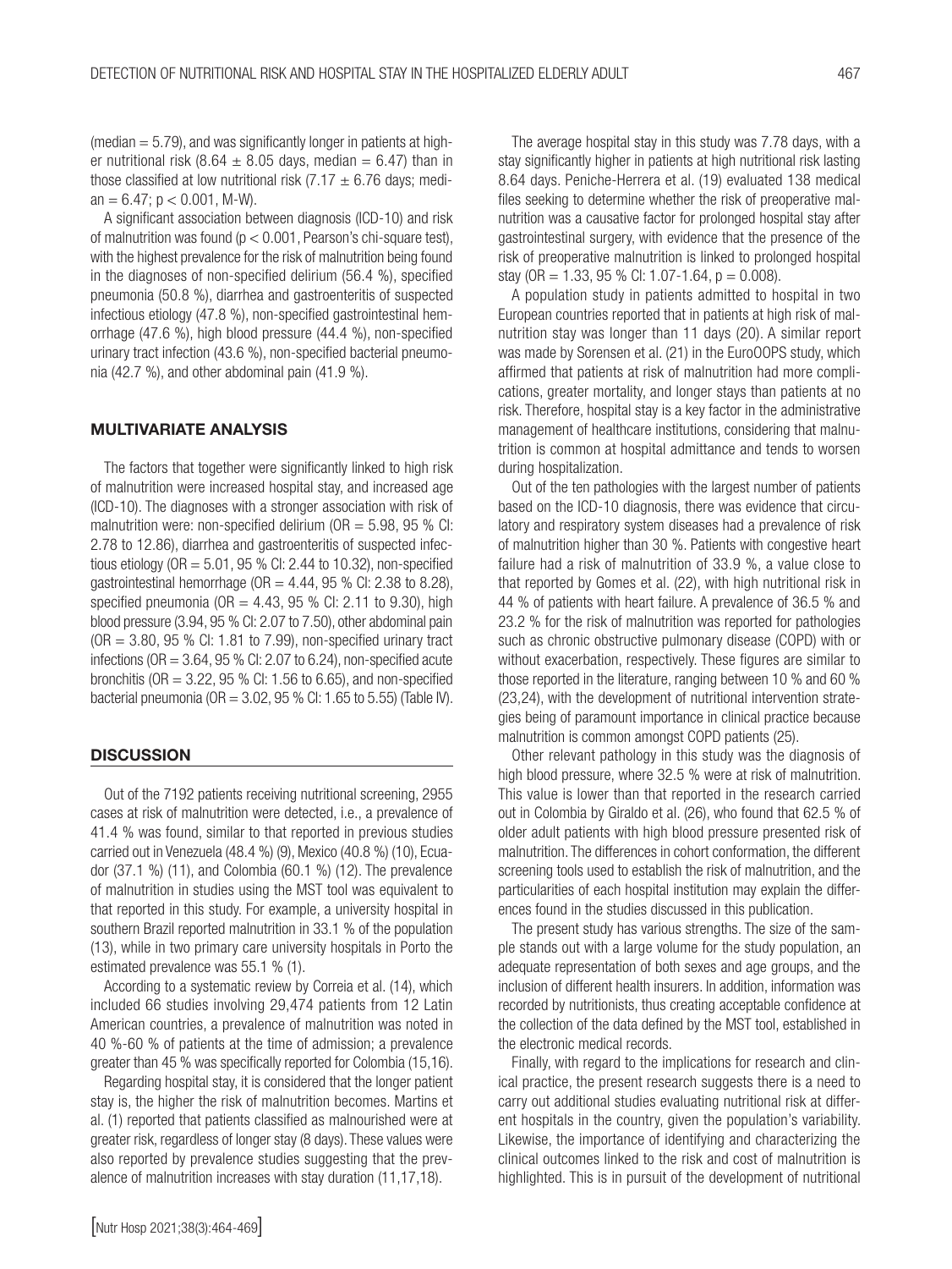(median = 5.79), and was significantly longer in patients at higher nutritional risk (8.64 ± 8.05 days, median = 6.47) than in those classified at low nutritional risk (7.17 ± 6.76 days; median = 6.47; p < 0.001, M-W).

A significant association between diagnosis (ICD-10) and risk of malnutrition was found (p < 0.001, Pearson's chi-square test), with the highest prevalence for the risk of malnutrition being found in the diagnoses of non-specified delirium (56.4 %), specified pneumonia (50.8 %), diarrhea and gastroenteritis of suspected infectious etiology (47.8 %), non-specified gastrointestinal hemorrhage (47.6 %), high blood pressure (44.4 %), non-specified urinary tract infection (43.6 %), non-specified bacterial pneumonia (42.7 %), and other abdominal pain (41.9 %).

## MULTIVARIATE ANALYSIS

The factors that together were significantly linked to high risk of malnutrition were increased hospital stay, and increased age (ICD-10). The diagnoses with a stronger association with risk of malnutrition were: non-specified delirium (OR = 5.98, 95 % CI: 2.78 to 12.86), diarrhea and gastroenteritis of suspected infectious etiology (OR = 5.01, 95 % CI: 2.44 to 10.32), non-specified gastrointestinal hemorrhage (OR = 4.44, 95 % CI: 2.38 to 8.28), specified pneumonia (OR = 4.43, 95 % CI: 2.11 to 9.30), high blood pressure (3.94, 95 % CI: 2.07 to 7.50), other abdominal pain (OR = 3.80, 95 % CI: 1.81 to 7.99), non-specified urinary tract infections (OR = 3.64, 95 % CI: 2.07 to 6.24), non-specified acute bronchitis (OR = 3.22, 95 % CI: 1.56 to 6.65), and non-specified bacterial pneumonia (OR = 3.02, 95 % CI: 1.65 to 5.55) (Table IV).

## DISCUSSION

Out of the 7192 patients receiving nutritional screening, 2955 cases at risk of malnutrition were detected, i.e., a prevalence of 41.4 % was found, similar to that reported in previous studies carried out in Venezuela (48.4 %) (9), Mexico (40.8 %) (10), Ecuador (37.1 %) (11), and Colombia (60.1 %) (12). The prevalence of malnutrition in studies using the MST tool was equivalent to that reported in this study. For example, a university hospital in southern Brazil reported malnutrition in 33.1 % of the population (13), while in two primary care university hospitals in Porto the estimated prevalence was 55.1 % (1).

According to a systematic review by Correia et al. (14), which included 66 studies involving 29,474 patients from 12 Latin American countries, a prevalence of malnutrition was noted in 40 %-60 % of patients at the time of admission; a prevalence greater than 45 % was specifically reported for Colombia (15,16).

Regarding hospital stay, it is considered that the longer patient stay is, the higher the risk of malnutrition becomes. Martins et al. (1) reported that patients classified as malnourished were at greater risk, regardless of longer stay (8 days). These values were also reported by prevalence studies suggesting that the prevalence of malnutrition increases with stay duration (11,17,18).

The average hospital stay in this study was 7.78 days, with a stay significantly higher in patients at high nutritional risk lasting 8.64 days. Peniche-Herrera et al. (19) evaluated 138 medical files seeking to determine whether the risk of preoperative malnutrition was a causative factor for prolonged hospital stay after gastrointestinal surgery, with evidence that the presence of the risk of preoperative malnutrition is linked to prolonged hospital stay (OR = 1.33, 95 % CI: 1.07-1.64, p = 0.008).

A population study in patients admitted to hospital in two European countries reported that in patients at high risk of malnutrition stay was longer than 11 days (20). A similar report was made by Sorensen et al. (21) in the EuroOOPS study, which affirmed that patients at risk of malnutrition had more complications, greater mortality, and longer stays than patients at no risk. Therefore, hospital stay is a key factor in the administrative management of healthcare institutions, considering that malnutrition is common at hospital admittance and tends to worsen during hospitalization.

Out of the ten pathologies with the largest number of patients based on the ICD-10 diagnosis, there was evidence that circulatory and respiratory system diseases had a prevalence of risk of malnutrition higher than 30 %. Patients with congestive heart failure had a risk of malnutrition of 33.9 %, a value close to that reported by Gomes et al. (22), with high nutritional risk in 44 % of patients with heart failure. A prevalence of 36.5 % and 23.2 % for the risk of malnutrition was reported for pathologies such as chronic obstructive pulmonary disease (COPD) with or without exacerbation, respectively. These figures are similar to those reported in the literature, ranging between 10 % and 60 % (23,24), with the development of nutritional intervention strategies being of paramount importance in clinical practice because malnutrition is common amongst COPD patients (25).

Other relevant pathology in this study was the diagnosis of high blood pressure, where 32.5 % were at risk of malnutrition. This value is lower than that reported in the research carried out in Colombia by Giraldo et al. (26), who found that 62.5 % of older adult patients with high blood pressure presented risk of malnutrition. The differences in cohort conformation, the different screening tools used to establish the risk of malnutrition, and the particularities of each hospital institution may explain the differences found in the studies discussed in this publication.

The present study has various strengths. The size of the sample stands out with a large volume for the study population, an adequate representation of both sexes and age groups, and the inclusion of different health insurers. In addition, information was recorded by nutritionists, thus creating acceptable confidence at the collection of the data defined by the MST tool, established in the electronic medical records.

Finally, with regard to the implications for research and clinical practice, the present research suggests there is a need to carry out additional studies evaluating nutritional risk at different hospitals in the country, given the population's variability. Likewise, the importance of identifying and characterizing the clinical outcomes linked to the risk and cost of malnutrition is highlighted. This is in pursuit of the development of nutritional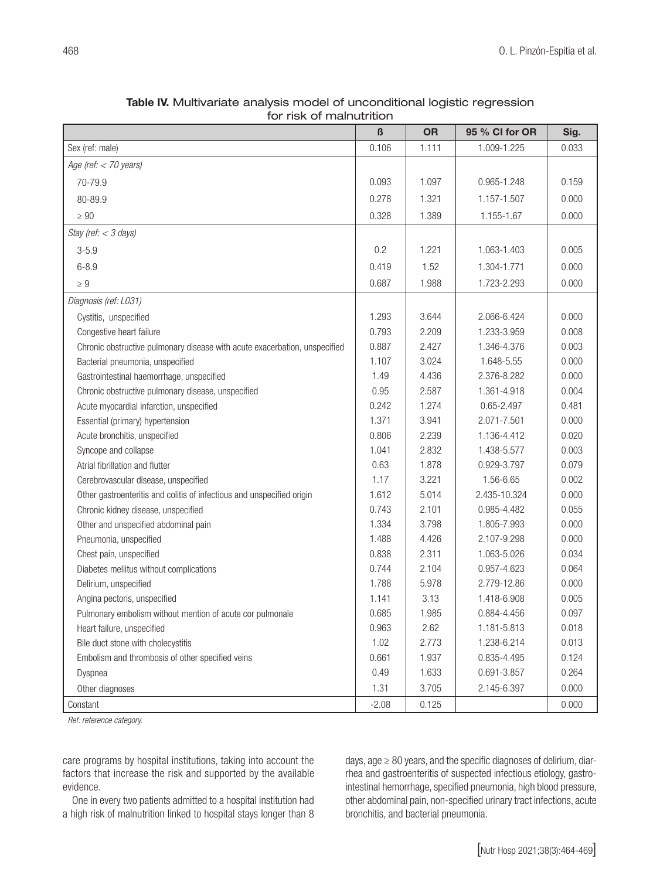**Table IV.** Multivariate analysis model of unconditional logistic regression for risk of malnutrition

| | ß | OR | 95 % CI for OR | Sig. |
|---|---|---|---|---|
| Sex (ref: male) | 0.106 | 1.111 | 1.009-1.225 | 0.033 |
| *Age (ref: < 70 years)* | | | | |
| 70-79.9 | 0.093 | 1.097 | 0.965-1.248 | 0.159 |
| 80-89.9 | 0.278 | 1.321 | 1.157-1.507 | 0.000 |
| ≥ 90 | 0.328 | 1.389 | 1.155-1.67 | 0.000 |
| *Stay (ref: < 3 days)* | | | | |
| 3-5.9 | 0.2 | 1.221 | 1.063-1.403 | 0.005 |
| 6-8.9 | 0.419 | 1.52 | 1.304-1.771 | 0.000 |
| ≥ 9 | 0.687 | 1.988 | 1.723-2.293 | 0.000 |
| *Diagnosis (ref: L031)* | | | | |
| Cystitis, unspecified | 1.293 | 3.644 | 2.066-6.424 | 0.000 |
| Congestive heart failure | 0.793 | 2.209 | 1.233-3.959 | 0.008 |
| Chronic obstructive pulmonary disease with acute exacerbation, unspecified | 0.887 | 2.427 | 1.346-4.376 | 0.003 |
| Bacterial pneumonia, unspecified | 1.107 | 3.024 | 1.648-5.55 | 0.000 |
| Gastrointestinal haemorrhage, unspecified | 1.49 | 4.436 | 2.376-8.282 | 0.000 |
| Chronic obstructive pulmonary disease, unspecified | 0.95 | 2.587 | 1.361-4.918 | 0.004 |
| Acute myocardial infarction, unspecified | 0.242 | 1.274 | 0.65-2.497 | 0.481 |
| Essential (primary) hypertension | 1.371 | 3.941 | 2.071-7.501 | 0.000 |
| Acute bronchitis, unspecified | 0.806 | 2.239 | 1.136-4.412 | 0.020 |
| Syncope and collapse | 1.041 | 2.832 | 1.438-5.577 | 0.003 |
| Atrial fibrillation and flutter | 0.63 | 1.878 | 0.929-3.797 | 0.079 |
| Cerebrovascular disease, unspecified | 1.17 | 3.221 | 1.56-6.65 | 0.002 |
| Other gastroenteritis and colitis of infectious and unspecified origin | 1.612 | 5.014 | 2.435-10.324 | 0.000 |
| Chronic kidney disease, unspecified | 0.743 | 2.101 | 0.985-4.482 | 0.055 |
| Other and unspecified abdominal pain | 1.334 | 3.798 | 1.805-7.993 | 0.000 |
| Pneumonia, unspecified | 1.488 | 4.426 | 2.107-9.298 | 0.000 |
| Chest pain, unspecified | 0.838 | 2.311 | 1.063-5.026 | 0.034 |
| Diabetes mellitus without complications | 0.744 | 2.104 | 0.957-4.623 | 0.064 |
| Delirium, unspecified | 1.788 | 5.978 | 2.779-12.86 | 0.000 |
| Angina pectoris, unspecified | 1.141 | 3.13 | 1.418-6.908 | 0.005 |
| Pulmonary embolism without mention of acute cor pulmonale | 0.685 | 1.985 | 0.884-4.456 | 0.097 |
| Heart failure, unspecified | 0.963 | 2.62 | 1.181-5.813 | 0.018 |
| Bile duct stone with cholecystitis | 1.02 | 2.773 | 1.238-6.214 | 0.013 |
| Embolism and thrombosis of other specified veins | 0.661 | 1.937 | 0.835-4.495 | 0.124 |
| Dyspnea | 0.49 | 1.633 | 0.691-3.857 | 0.264 |
| Other diagnoses | 1.31 | 3.705 | 2.145-6.397 | 0.000 |
| Constant | -2.08 | 0.125 | | 0.000 |

*Ref: reference category.*

care programs by hospital institutions, taking into account the factors that increase the risk and supported by the available evidence.

One in every two patients admitted to a hospital institution had a high risk of malnutrition linked to hospital stays longer than 8 days, age ≥ 80 years, and the specific diagnoses of delirium, diarrhea and gastroenteritis of suspected infectious etiology, gastrointestinal hemorrhage, specified pneumonia, high blood pressure, other abdominal pain, non-specified urinary tract infections, acute bronchitis, and bacterial pneumonia.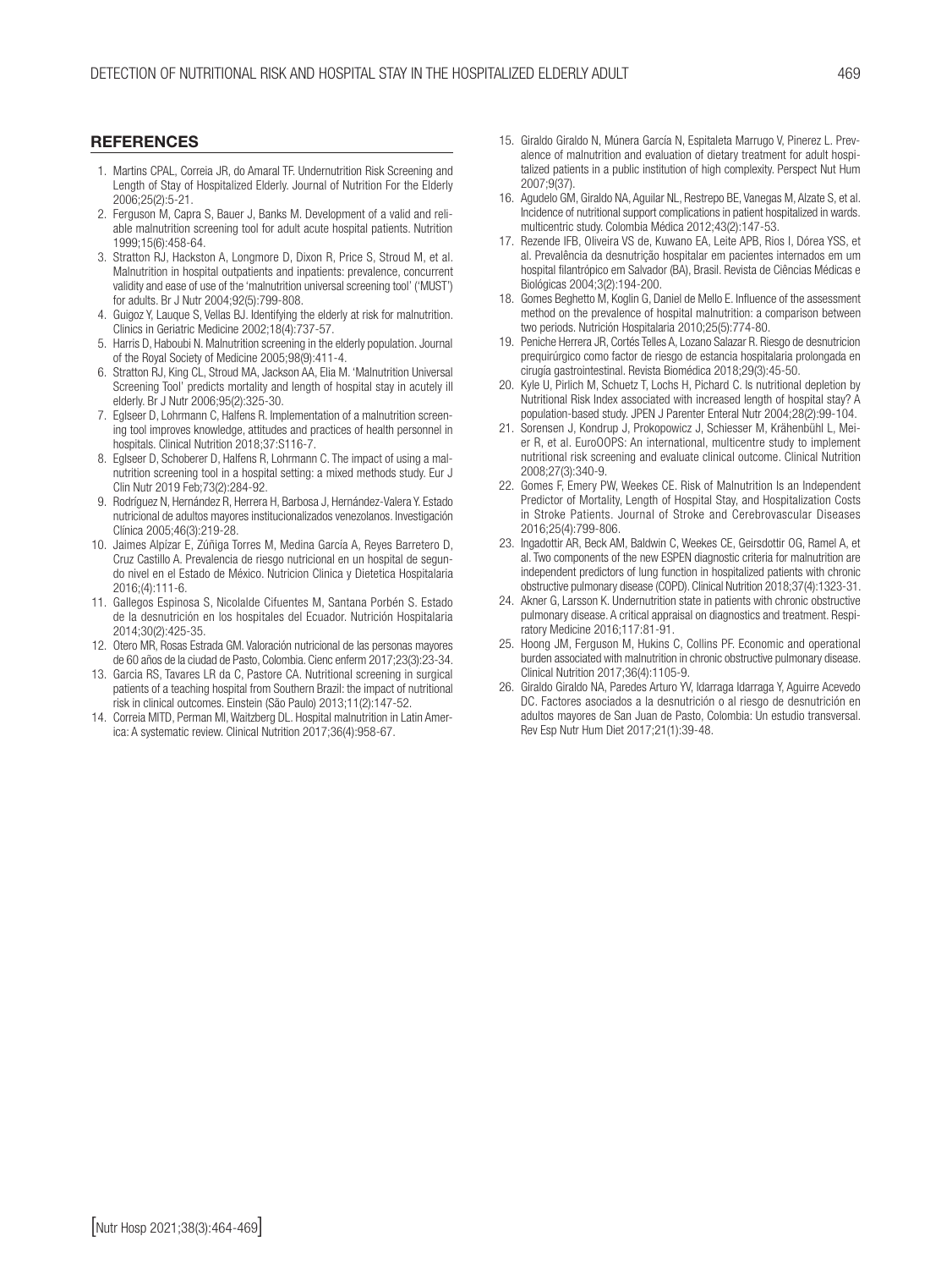## REFERENCES

1. Martins CPAL, Correia JR, do Amaral TF. Undernutrition Risk Screening and Length of Stay of Hospitalized Elderly. Journal of Nutrition For the Elderly 2006;25(2):5-21.
2. Ferguson M, Capra S, Bauer J, Banks M. Development of a valid and reliable malnutrition screening tool for adult acute hospital patients. Nutrition 1999;15(6):458-64.
3. Stratton RJ, Hackston A, Longmore D, Dixon R, Price S, Stroud M, et al. Malnutrition in hospital outpatients and inpatients: prevalence, concurrent validity and ease of use of the 'malnutrition universal screening tool' ('MUST') for adults. Br J Nutr 2004;92(5):799-808.
4. Guigoz Y, Lauque S, Vellas BJ. Identifying the elderly at risk for malnutrition. Clinics in Geriatric Medicine 2002;18(4):737-57.
5. Harris D, Haboubi N. Malnutrition screening in the elderly population. Journal of the Royal Society of Medicine 2005;98(9):411-4.
6. Stratton RJ, King CL, Stroud MA, Jackson AA, Elia M. 'Malnutrition Universal Screening Tool' predicts mortality and length of hospital stay in acutely ill elderly. Br J Nutr 2006;95(2):325-30.
7. Eglseer D, Lohrmann C, Halfens R. Implementation of a malnutrition screening tool improves knowledge, attitudes and practices of health personnel in hospitals. Clinical Nutrition 2018;37:S116-7.
8. Eglseer D, Schoberer D, Halfens R, Lohrmann C. The impact of using a malnutrition screening tool in a hospital setting: a mixed methods study. Eur J Clin Nutr 2019 Feb;73(2):284-92.
9. Rodríguez N, Hernández R, Herrera H, Barbosa J, Hernández-Valera Y. Estado nutricional de adultos mayores institucionalizados venezolanos. Investigación Clínica 2005;46(3):219-28.
10. Jaimes Alpízar E, Zúñiga Torres M, Medina García A, Reyes Barretero D, Cruz Castillo A. Prevalencia de riesgo nutricional en un hospital de segundo nivel en el Estado de México. Nutricion Clinica y Dietetica Hospitalaria 2016;(4):111-6.
11. Gallegos Espinosa S, Nicolalde Cifuentes M, Santana Porbén S. Estado de la desnutrición en los hospitales del Ecuador. Nutrición Hospitalaria 2014;30(2):425-35.
12. Otero MR, Rosas Estrada GM. Valoración nutricional de las personas mayores de 60 años de la ciudad de Pasto, Colombia. Cienc enferm 2017;23(3):23-34.
13. Garcia RS, Tavares LR da C, Pastore CA. Nutritional screening in surgical patients of a teaching hospital from Southern Brazil: the impact of nutritional risk in clinical outcomes. Einstein (São Paulo) 2013;11(2):147-52.
14. Correia MITD, Perman MI, Waitzberg DL. Hospital malnutrition in Latin America: A systematic review. Clinical Nutrition 2017;36(4):958-67.
15. Giraldo Giraldo N, Múnera García N, Espitaleta Marrugo V, Pinerez L. Prevalence of malnutrition and evaluation of dietary treatment for adult hospitalized patients in a public institution of high complexity. Perspect Nut Hum 2007;9(37).
16. Agudelo GM, Giraldo NA, Aguilar NL, Restrepo BE, Vanegas M, Alzate S, et al. Incidence of nutritional support complications in patient hospitalized in wards. multicentric study. Colombia Médica 2012;43(2):147-53.
17. Rezende IFB, Oliveira VS de, Kuwano EA, Leite APB, Rios I, Dórea YSS, et al. Prevalência da desnutrição hospitalar em pacientes internados em um hospital filantrópico em Salvador (BA), Brasil. Revista de Ciências Médicas e Biológicas 2004;3(2):194-200.
18. Gomes Beghetto M, Koglin G, Daniel de Mello E. Influence of the assessment method on the prevalence of hospital malnutrition: a comparison between two periods. Nutrición Hospitalaria 2010;25(5):774-80.
19. Peniche Herrera JR, Cortés Telles A, Lozano Salazar R. Riesgo de desnutricion prequirúrgico como factor de riesgo de estancia hospitalaria prolongada en cirugía gastrointestinal. Revista Biomédica 2018;29(3):45-50.
20. Kyle U, Pirlich M, Schuetz T, Lochs H, Pichard C. Is nutritional depletion by Nutritional Risk Index associated with increased length of hospital stay? A population-based study. JPEN J Parenter Enteral Nutr 2004;28(2):99-104.
21. Sorensen J, Kondrup J, Prokopowicz J, Schiesser M, Krähenbühl L, Meier R, et al. EuroOOPS: An international, multicentre study to implement nutritional risk screening and evaluate clinical outcome. Clinical Nutrition 2008;27(3):340-9.
22. Gomes F, Emery PW, Weekes CE. Risk of Malnutrition Is an Independent Predictor of Mortality, Length of Hospital Stay, and Hospitalization Costs in Stroke Patients. Journal of Stroke and Cerebrovascular Diseases 2016;25(4):799-806.
23. Ingadottir AR, Beck AM, Baldwin C, Weekes CE, Geirsdottir OG, Ramel A, et al. Two components of the new ESPEN diagnostic criteria for malnutrition are independent predictors of lung function in hospitalized patients with chronic obstructive pulmonary disease (COPD). Clinical Nutrition 2018;37(4):1323-31.
24. Akner G, Larsson K. Undernutrition state in patients with chronic obstructive pulmonary disease. A critical appraisal on diagnostics and treatment. Respiratory Medicine 2016;117:81-91.
25. Hoong JM, Ferguson M, Hukins C, Collins PF. Economic and operational burden associated with malnutrition in chronic obstructive pulmonary disease. Clinical Nutrition 2017;36(4):1105-9.
26. Giraldo Giraldo NA, Paredes Arturo YV, Idarraga Idarraga Y, Aguirre Acevedo DC. Factores asociados a la desnutrición o al riesgo de desnutrición en adultos mayores de San Juan de Pasto, Colombia: Un estudio transversal. Rev Esp Nutr Hum Diet 2017;21(1):39-48.